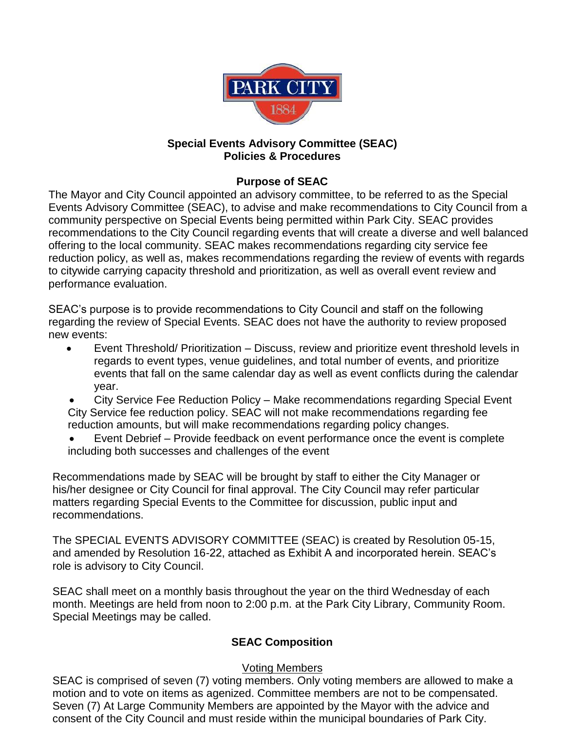**Special Events Advisory Committee (SEAC)**
**Policies & Procedures**

## Purpose of SEAC

The Mayor and City Council appointed an advisory committee, to be referred to as the Special Events Advisory Committee (SEAC), to advise and make recommendations to City Council from a community perspective on Special Events being permitted within Park City. SEAC provides recommendations to the City Council regarding events that will create a diverse and well balanced offering to the local community. SEAC makes recommendations regarding city service fee reduction policy, as well as, makes recommendations regarding the review of events with regards to citywide carrying capacity threshold and prioritization, as well as overall event review and performance evaluation.

SEAC's purpose is to provide recommendations to City Council and staff on the following regarding the review of Special Events. SEAC does not have the authority to review proposed new events:

- Event Threshold/ Prioritization – Discuss, review and prioritize event threshold levels in regards to event types, venue guidelines, and total number of events, and prioritize events that fall on the same calendar day as well as event conflicts during the calendar year.
- City Service Fee Reduction Policy – Make recommendations regarding Special Event City Service fee reduction policy. SEAC will not make recommendations regarding fee reduction amounts, but will make recommendations regarding policy changes.
- Event Debrief – Provide feedback on event performance once the event is complete including both successes and challenges of the event

Recommendations made by SEAC will be brought by staff to either the City Manager or his/her designee or City Council for final approval. The City Council may refer particular matters regarding Special Events to the Committee for discussion, public input and recommendations.

The SPECIAL EVENTS ADVISORY COMMITTEE (SEAC) is created by Resolution 05-15, and amended by Resolution 16-22, attached as Exhibit A and incorporated herein. SEAC's role is advisory to City Council.

SEAC shall meet on a monthly basis throughout the year on the third Wednesday of each month. Meetings are held from noon to 2:00 p.m. at the Park City Library, Community Room. Special Meetings may be called.

## SEAC Composition

### Voting Members

SEAC is comprised of seven (7) voting members. Only voting members are allowed to make a motion and to vote on items as agenized. Committee members are not to be compensated. Seven (7) At Large Community Members are appointed by the Mayor with the advice and consent of the City Council and must reside within the municipal boundaries of Park City.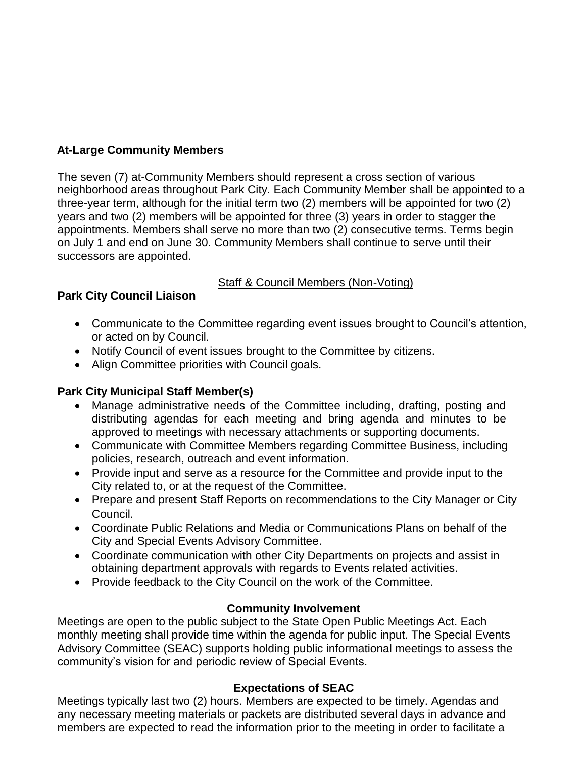**At-Large Community Members**

The seven (7) at-Community Members should represent a cross section of various neighborhood areas throughout Park City. Each Community Member shall be appointed to a three-year term, although for the initial term two (2) members will be appointed for two (2) years and two (2) members will be appointed for three (3) years in order to stagger the appointments. Members shall serve no more than two (2) consecutive terms. Terms begin on July 1 and end on June 30. Community Members shall continue to serve until their successors are appointed.

<u>Staff & Council Members (Non-Voting)</u>

**Park City Council Liaison**

- Communicate to the Committee regarding event issues brought to Council's attention, or acted on by Council.
- Notify Council of event issues brought to the Committee by citizens.
- Align Committee priorities with Council goals.

**Park City Municipal Staff Member(s)**

- Manage administrative needs of the Committee including, drafting, posting and distributing agendas for each meeting and bring agenda and minutes to be approved to meetings with necessary attachments or supporting documents.
- Communicate with Committee Members regarding Committee Business, including policies, research, outreach and event information.
- Provide input and serve as a resource for the Committee and provide input to the City related to, or at the request of the Committee.
- Prepare and present Staff Reports on recommendations to the City Manager or City Council.
- Coordinate Public Relations and Media or Communications Plans on behalf of the City and Special Events Advisory Committee.
- Coordinate communication with other City Departments on projects and assist in obtaining department approvals with regards to Events related activities.
- Provide feedback to the City Council on the work of the Committee.

**Community Involvement**

Meetings are open to the public subject to the State Open Public Meetings Act. Each monthly meeting shall provide time within the agenda for public input. The Special Events Advisory Committee (SEAC) supports holding public informational meetings to assess the community's vision for and periodic review of Special Events.

**Expectations of SEAC**

Meetings typically last two (2) hours. Members are expected to be timely. Agendas and any necessary meeting materials or packets are distributed several days in advance and members are expected to read the information prior to the meeting in order to facilitate a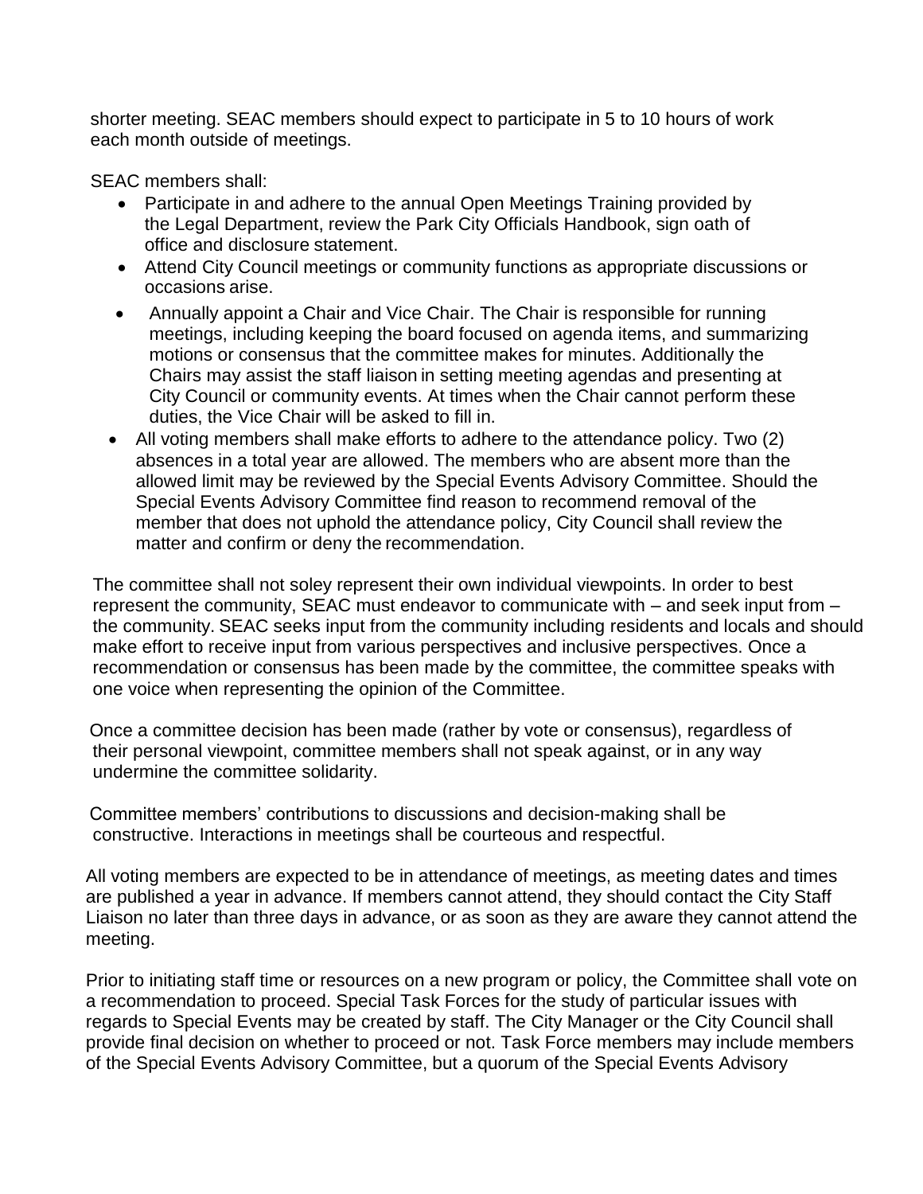shorter meeting. SEAC members should expect to participate in 5 to 10 hours of work each month outside of meetings.

SEAC members shall:

- Participate in and adhere to the annual Open Meetings Training provided by the Legal Department, review the Park City Officials Handbook, sign oath of office and disclosure statement.
- Attend City Council meetings or community functions as appropriate discussions or occasions arise.
- Annually appoint a Chair and Vice Chair. The Chair is responsible for running meetings, including keeping the board focused on agenda items, and summarizing motions or consensus that the committee makes for minutes. Additionally the Chairs may assist the staff liaison in setting meeting agendas and presenting at City Council or community events. At times when the Chair cannot perform these duties, the Vice Chair will be asked to fill in.
- All voting members shall make efforts to adhere to the attendance policy. Two (2) absences in a total year are allowed. The members who are absent more than the allowed limit may be reviewed by the Special Events Advisory Committee. Should the Special Events Advisory Committee find reason to recommend removal of the member that does not uphold the attendance policy, City Council shall review the matter and confirm or deny the recommendation.

The committee shall not soley represent their own individual viewpoints. In order to best represent the community, SEAC must endeavor to communicate with – and seek input from – the community. SEAC seeks input from the community including residents and locals and should make effort to receive input from various perspectives and inclusive perspectives. Once a recommendation or consensus has been made by the committee, the committee speaks with one voice when representing the opinion of the Committee.

Once a committee decision has been made (rather by vote or consensus), regardless of their personal viewpoint, committee members shall not speak against, or in any way undermine the committee solidarity.

Committee members' contributions to discussions and decision-making shall be constructive. Interactions in meetings shall be courteous and respectful.

All voting members are expected to be in attendance of meetings, as meeting dates and times are published a year in advance. If members cannot attend, they should contact the City Staff Liaison no later than three days in advance, or as soon as they are aware they cannot attend the meeting.

Prior to initiating staff time or resources on a new program or policy, the Committee shall vote on a recommendation to proceed. Special Task Forces for the study of particular issues with regards to Special Events may be created by staff. The City Manager or the City Council shall provide final decision on whether to proceed or not. Task Force members may include members of the Special Events Advisory Committee, but a quorum of the Special Events Advisory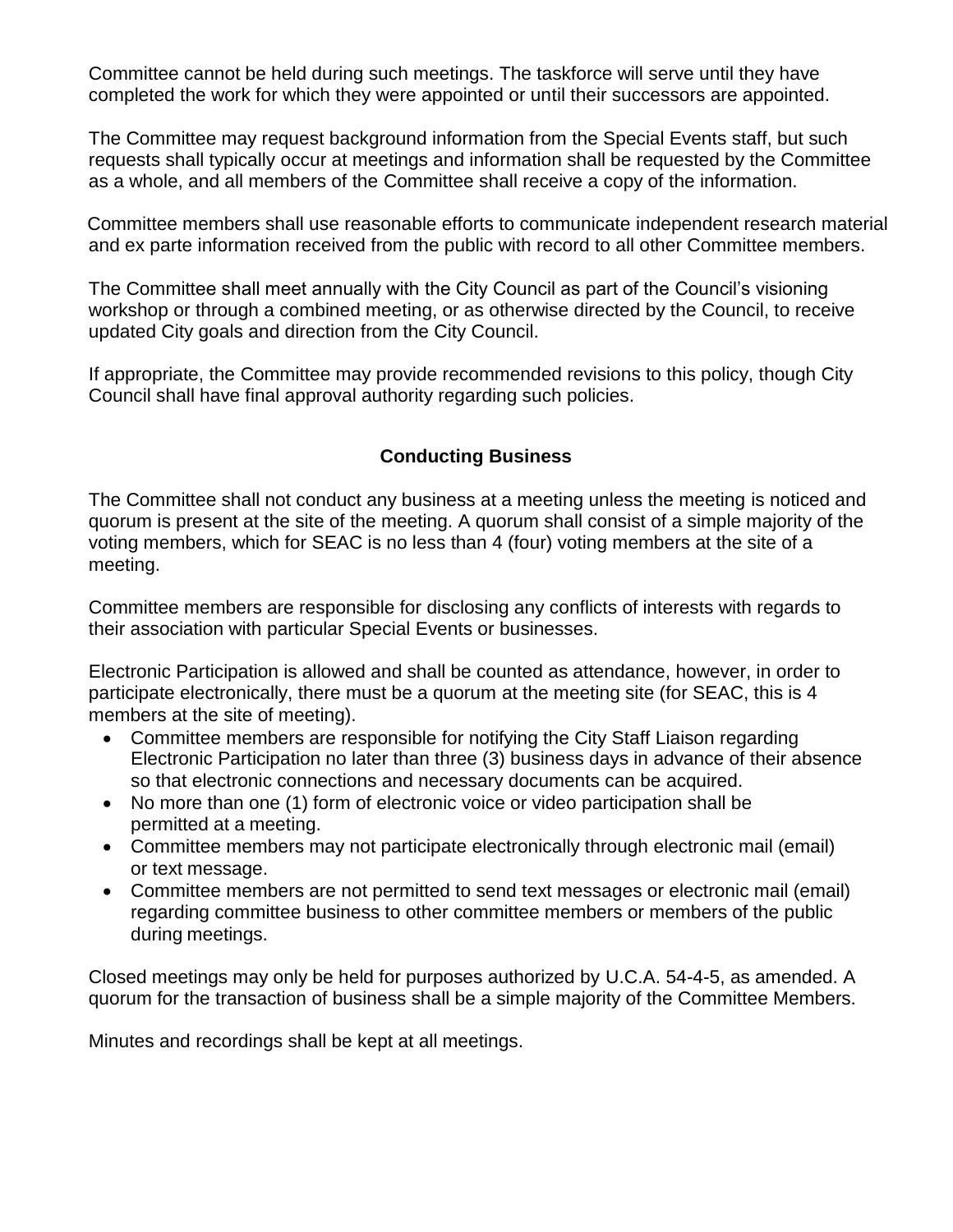Committee cannot be held during such meetings. The taskforce will serve until they have completed the work for which they were appointed or until their successors are appointed.

The Committee may request background information from the Special Events staff, but such requests shall typically occur at meetings and information shall be requested by the Committee as a whole, and all members of the Committee shall receive a copy of the information.

Committee members shall use reasonable efforts to communicate independent research material and ex parte information received from the public with record to all other Committee members.

The Committee shall meet annually with the City Council as part of the Council's visioning workshop or through a combined meeting, or as otherwise directed by the Council, to receive updated City goals and direction from the City Council.

If appropriate, the Committee may provide recommended revisions to this policy, though City Council shall have final approval authority regarding such policies.

## Conducting Business

The Committee shall not conduct any business at a meeting unless the meeting is noticed and quorum is present at the site of the meeting. A quorum shall consist of a simple majority of the voting members, which for SEAC is no less than 4 (four) voting members at the site of a meeting.

Committee members are responsible for disclosing any conflicts of interests with regards to their association with particular Special Events or businesses.

Electronic Participation is allowed and shall be counted as attendance, however, in order to participate electronically, there must be a quorum at the meeting site (for SEAC, this is 4 members at the site of meeting).

- Committee members are responsible for notifying the City Staff Liaison regarding Electronic Participation no later than three (3) business days in advance of their absence so that electronic connections and necessary documents can be acquired.
- No more than one (1) form of electronic voice or video participation shall be permitted at a meeting.
- Committee members may not participate electronically through electronic mail (email) or text message.
- Committee members are not permitted to send text messages or electronic mail (email) regarding committee business to other committee members or members of the public during meetings.

Closed meetings may only be held for purposes authorized by U.C.A. 54-4-5, as amended. A quorum for the transaction of business shall be a simple majority of the Committee Members.

Minutes and recordings shall be kept at all meetings.